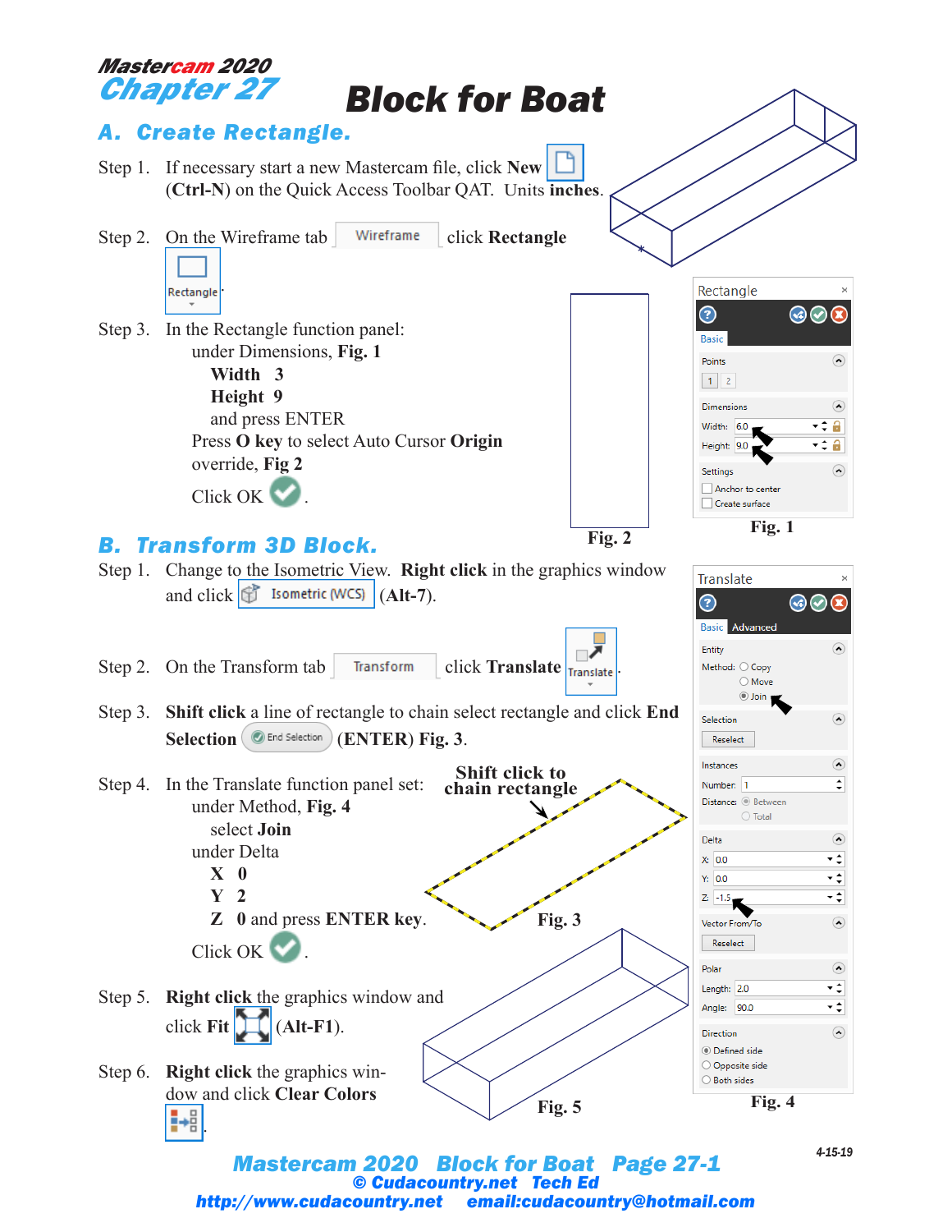# Mastercam 2020
# Chapter 27 Block for Boat

## A. Create Rectangle.

Step 1. If necessary start a new Mastercam file, click **New** (**Ctrl-N**) on the Quick Access Toolbar QAT. Units **inches**.

Step 2. On the Wireframe tab Wireframe click **Rectangle** Rectangle.

Step 3. In the Rectangle function panel:
- under Dimensions, **Fig. 1**
  - **Width 3**
  - **Height 9**
  - and press ENTER
- Press **O key** to select Auto Cursor **Origin** override, **Fig 2**
- Click OK.

Fig. 2

Rectangle

Basic

Points

1 2

Dimensions

Width: 6.0

Height: 9.0

Settings

Anchor to center

Create surface

Fig. 1

## B. Transform 3D Block.

Step 1. Change to the Isometric View. **Right click** in the graphics window and click Isometric (WCS) (**Alt-7**).

Step 2. On the Transform tab Transform click **Translate** Translate.

Step 3. **Shift click** a line of rectangle to chain select rectangle and click **End Selection** End Selection (**ENTER**) **Fig. 3**.

Step 4. In the Translate function panel set:
- under Method, **Fig. 4**
  - select **Join**
- under Delta
  - **X 0**
  - **Y 2**
  - **Z 0** and press **ENTER key**.
- Click OK.

**Shift click to chain rectangle**

Fig. 3

Translate

Basic Advanced

Entity

Method: Copy / Move / Join

Selection

Reselect

Instances

Number: 1

Distance: Between / Total

Delta

X: 0.0

Y: 0.0

Z: -1.5

Vector From/To

Reselect

Polar

Length: 2.0

Angle: 90.0

Direction

Defined side

Opposite side

Both sides

Fig. 4

Step 5. **Right click** the graphics window and click **Fit** (**Alt-F1**).

Step 6. **Right click** the graphics window and click **Clear Colors**.

Fig. 5

4-15-19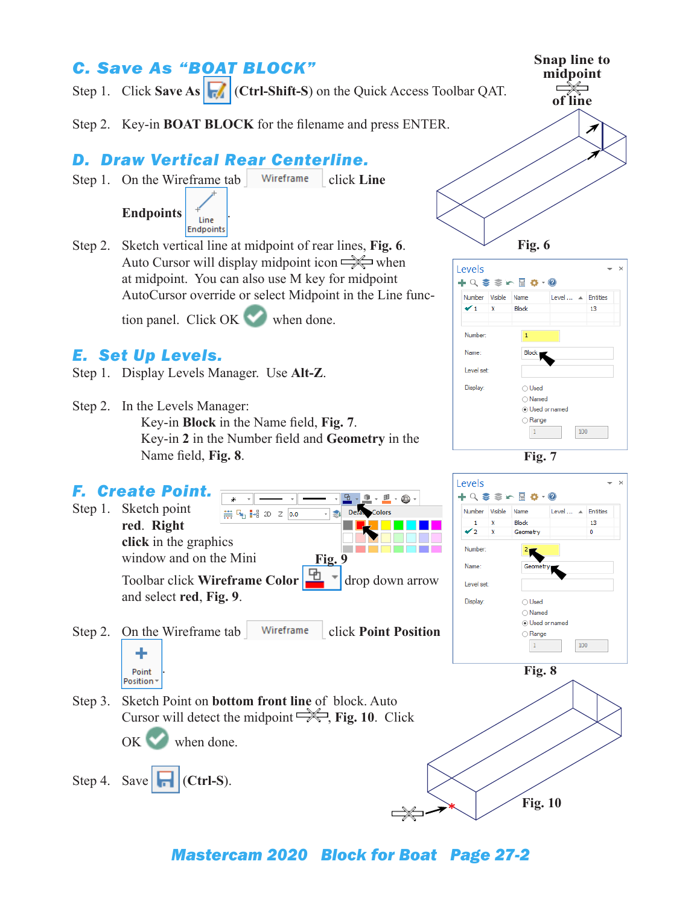## C. Save As "BOAT BLOCK"

Step 1. Click **Save As** (**Ctrl-Shift-S**) on the Quick Access Toolbar QAT.

Step 2. Key-in **BOAT BLOCK** for the filename and press ENTER.

## D. Draw Vertical Rear Centerline.

Step 1. On the Wireframe tab Wireframe click **Line**

**Endpoints** Line Endpoints.

Step 2. Sketch vertical line at midpoint of rear lines, **Fig. 6**. Auto Cursor will display midpoint icon when at midpoint. You can also use M key for midpoint AutoCursor override or select Midpoint in the Line function panel. Click OK when done.

**Snap line to midpoint of line**

**Fig. 6**

## E. Set Up Levels.

Step 1. Display Levels Manager. Use **Alt-Z**.

Step 2. In the Levels Manager:
Key-in **Block** in the Name field, **Fig. 7**.
Key-in **2** in the Number field and **Geometry** in the Name field, **Fig. 8**.

Levels

| Number | Visible | Name | Level ... | Entities |
|---|---|---|---|---|
| ✓ 1 | X | Block | | 13 |

Number: 1
Name: Block
Level set:
Display: Used / Named / Used or named / Range
1 100

**Fig. 7**

Levels

| Number | Visible | Name | Level ... | Entities |
|---|---|---|---|---|
| 1 | X | Block | | 13 |
| ✓ 2 | X | Geometry | | 0 |

Number: 2
Name: Geometry
Level set:
Display: Used / Named / Used or named / Range
1 100

**Fig. 8**

## F. Create Point.

Step 1. Sketch point **red**. **Right click** in the graphics window and on the Mini Toolbar click **Wireframe Color** drop down arrow and select **red**, **Fig. 9**.

2D Z 0.0
Default Colors

**Fig. 9**

Step 2. On the Wireframe tab Wireframe click **Point Position**

Point Position.

Step 3. Sketch Point on **bottom front line** of block. Auto Cursor will detect the midpoint , **Fig. 10**. Click OK when done.

**Fig. 10**

Step 4. Save (**Ctrl-S**).